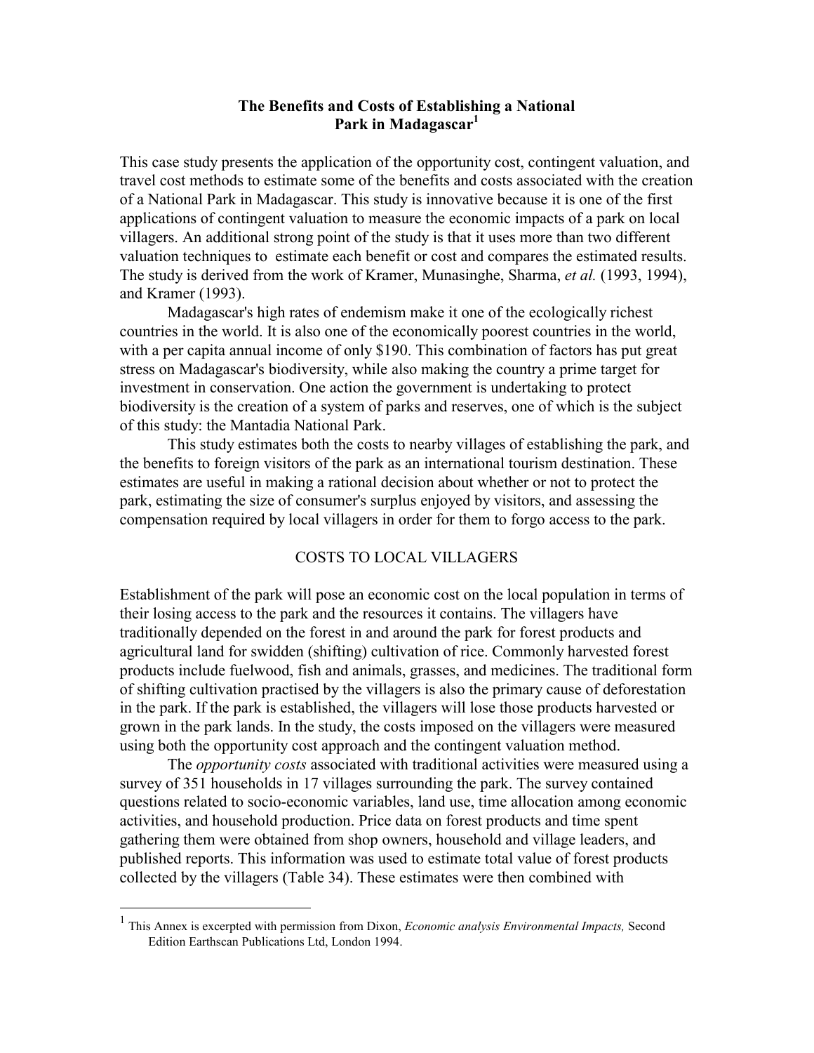# The Benefits and Costs of Establishing a National Park in Madagascar[1]

This case study presents the application of the opportunity cost, contingent valuation, and travel cost methods to estimate some of the benefits and costs associated with the creation of a National Park in Madagascar. This study is innovative because it is one of the first applications of contingent valuation to measure the economic impacts of a park on local villagers. An additional strong point of the study is that it uses more than two different valuation techniques to estimate each benefit or cost and compares the estimated results. The study is derived from the work of Kramer, Munasinghe, Sharma, *et al.* (1993, 1994), and Kramer (1993).

Madagascar's high rates of endemism make it one of the ecologically richest countries in the world. It is also one of the economically poorest countries in the world, with a per capita annual income of only $190. This combination of factors has put great stress on Madagascar's biodiversity, while also making the country a prime target for investment in conservation. One action the government is undertaking to protect biodiversity is the creation of a system of parks and reserves, one of which is the subject of this study: the Mantadia National Park.

This study estimates both the costs to nearby villages of establishing the park, and the benefits to foreign visitors of the park as an international tourism destination. These estimates are useful in making a rational decision about whether or not to protect the park, estimating the size of consumer's surplus enjoyed by visitors, and assessing the compensation required by local villagers in order for them to forgo access to the park.

## COSTS TO LOCAL VILLAGERS

Establishment of the park will pose an economic cost on the local population in terms of their losing access to the park and the resources it contains. The villagers have traditionally depended on the forest in and around the park for forest products and agricultural land for swidden (shifting) cultivation of rice. Commonly harvested forest products include fuelwood, fish and animals, grasses, and medicines. The traditional form of shifting cultivation practised by the villagers is also the primary cause of deforestation in the park. If the park is established, the villagers will lose those products harvested or grown in the park lands. In the study, the costs imposed on the villagers were measured using both the opportunity cost approach and the contingent valuation method.

The *opportunity costs* associated with traditional activities were measured using a survey of 351 households in 17 villages surrounding the park. The survey contained questions related to socio-economic variables, land use, time allocation among economic activities, and household production. Price data on forest products and time spent gathering them were obtained from shop owners, household and village leaders, and published reports. This information was used to estimate total value of forest products collected by the villagers (Table 34). These estimates were then combined with

[1] This Annex is excerpted with permission from Dixon, *Economic analysis Environmental Impacts,* Second Edition Earthscan Publications Ltd, London 1994.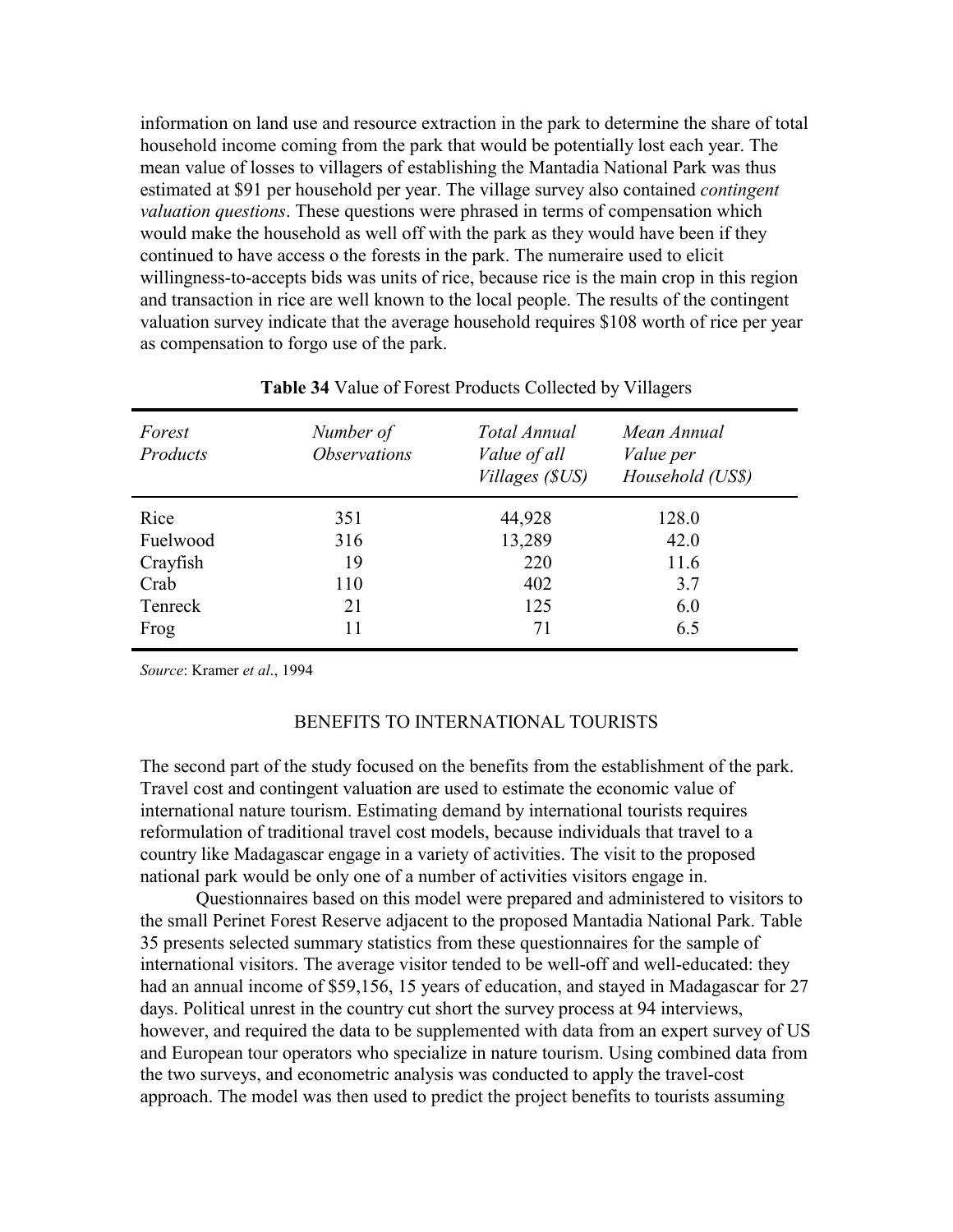information on land use and resource extraction in the park to determine the share of total household income coming from the park that would be potentially lost each year. The mean value of losses to villagers of establishing the Mantadia National Park was thus estimated at $91 per household per year. The village survey also contained *contingent valuation questions*. These questions were phrased in terms of compensation which would make the household as well off with the park as they would have been if they continued to have access o the forests in the park. The numeraire used to elicit willingness-to-accepts bids was units of rice, because rice is the main crop in this region and transaction in rice are well known to the local people. The results of the contingent valuation survey indicate that the average household requires $108 worth of rice per year as compensation to forgo use of the park.

**Table 34** Value of Forest Products Collected by Villagers

| *Forest Products* | *Number of Observations* | *Total Annual Value of all Villages ($US)* | *Mean Annual Value per Household (US$)* |
|---|---|---|---|
| Rice | 351 | 44,928 | 128.0 |
| Fuelwood | 316 | 13,289 | 42.0 |
| Crayfish | 19 | 220 | 11.6 |
| Crab | 110 | 402 | 3.7 |
| Tenreck | 21 | 125 | 6.0 |
| Frog | 11 | 71 | 6.5 |

*Source*: Kramer *et al*., 1994

## BENEFITS TO INTERNATIONAL TOURISTS

The second part of the study focused on the benefits from the establishment of the park. Travel cost and contingent valuation are used to estimate the economic value of international nature tourism. Estimating demand by international tourists requires reformulation of traditional travel cost models, because individuals that travel to a country like Madagascar engage in a variety of activities. The visit to the proposed national park would be only one of a number of activities visitors engage in.

Questionnaires based on this model were prepared and administered to visitors to the small Perinet Forest Reserve adjacent to the proposed Mantadia National Park. Table 35 presents selected summary statistics from these questionnaires for the sample of international visitors. The average visitor tended to be well-off and well-educated: they had an annual income of $59,156, 15 years of education, and stayed in Madagascar for 27 days. Political unrest in the country cut short the survey process at 94 interviews, however, and required the data to be supplemented with data from an expert survey of US and European tour operators who specialize in nature tourism. Using combined data from the two surveys, and econometric analysis was conducted to apply the travel-cost approach. The model was then used to predict the project benefits to tourists assuming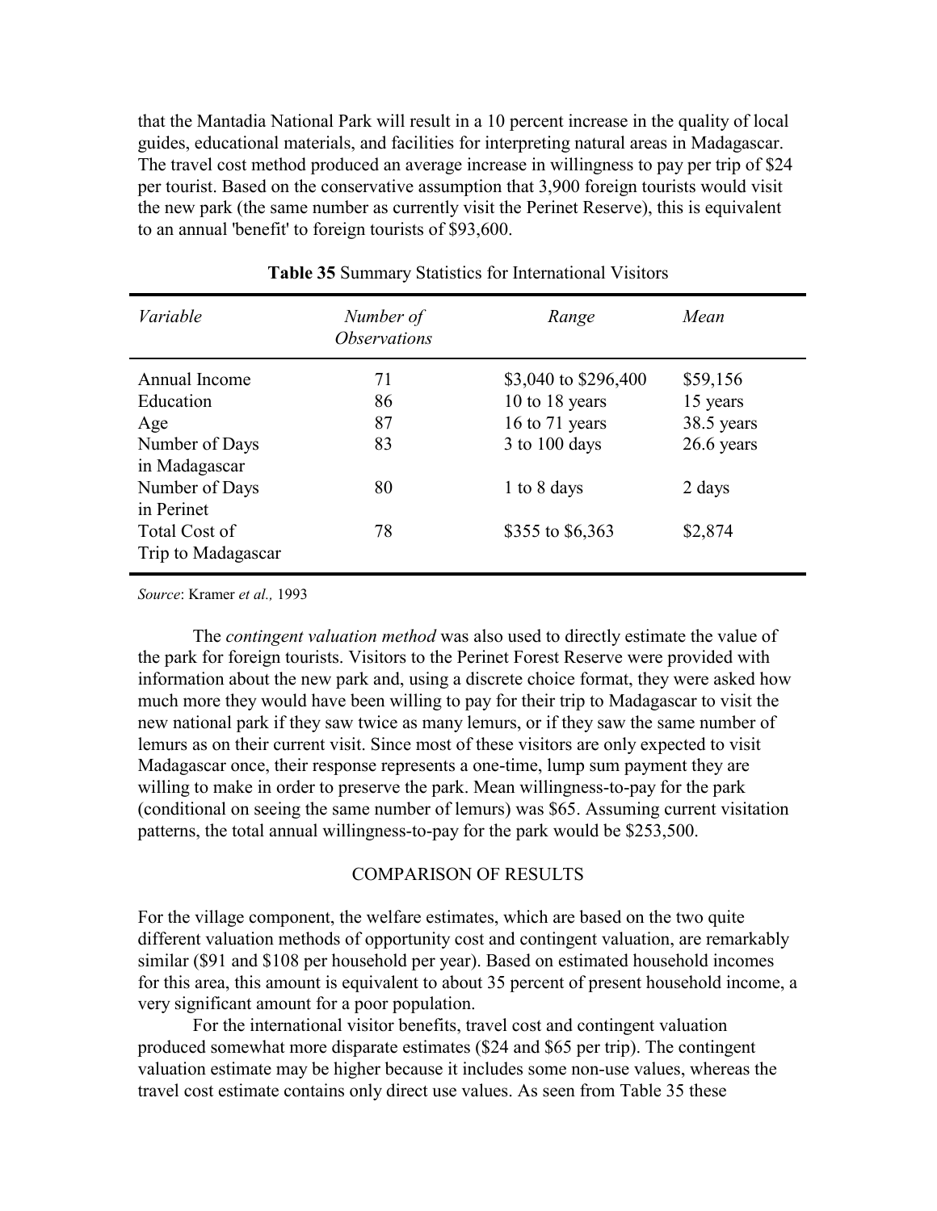that the Mantadia National Park will result in a 10 percent increase in the quality of local guides, educational materials, and facilities for interpreting natural areas in Madagascar. The travel cost method produced an average increase in willingness to pay per trip of $24 per tourist. Based on the conservative assumption that 3,900 foreign tourists would visit the new park (the same number as currently visit the Perinet Reserve), this is equivalent to an annual 'benefit' to foreign tourists of $93,600.

**Table 35** Summary Statistics for International Visitors

| *Variable* | *Number of Observations* | *Range* | *Mean* |
|---|---|---|---|
| Annual Income | 71 | $3,040 to $296,400 | $59,156 |
| Education | 86 | 10 to 18 years | 15 years |
| Age | 87 | 16 to 71 years | 38.5 years |
| Number of Days in Madagascar | 83 | 3 to 100 days | 26.6 years |
| Number of Days in Perinet | 80 | 1 to 8 days | 2 days |
| Total Cost of Trip to Madagascar | 78 | $355 to $6,363 | $2,874 |

*Source*: Kramer *et al.,* 1993

The *contingent valuation method* was also used to directly estimate the value of the park for foreign tourists. Visitors to the Perinet Forest Reserve were provided with information about the new park and, using a discrete choice format, they were asked how much more they would have been willing to pay for their trip to Madagascar to visit the new national park if they saw twice as many lemurs, or if they saw the same number of lemurs as on their current visit. Since most of these visitors are only expected to visit Madagascar once, their response represents a one-time, lump sum payment they are willing to make in order to preserve the park. Mean willingness-to-pay for the park (conditional on seeing the same number of lemurs) was $65. Assuming current visitation patterns, the total annual willingness-to-pay for the park would be $253,500.

## COMPARISON OF RESULTS

For the village component, the welfare estimates, which are based on the two quite different valuation methods of opportunity cost and contingent valuation, are remarkably similar ($91 and $108 per household per year). Based on estimated household incomes for this area, this amount is equivalent to about 35 percent of present household income, a very significant amount for a poor population.

For the international visitor benefits, travel cost and contingent valuation produced somewhat more disparate estimates ($24 and $65 per trip). The contingent valuation estimate may be higher because it includes some non-use values, whereas the travel cost estimate contains only direct use values. As seen from Table 35 these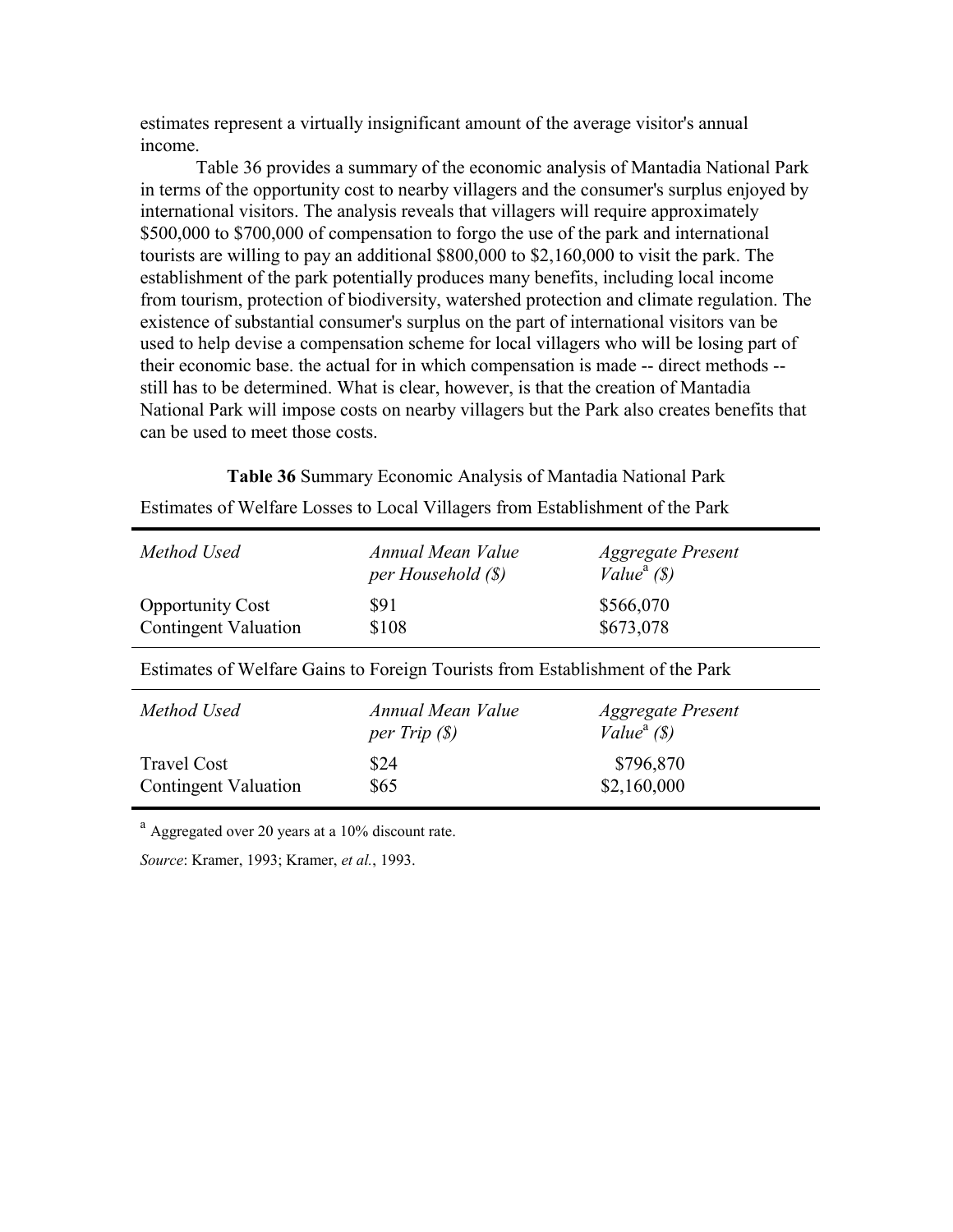estimates represent a virtually insignificant amount of the average visitor's annual income.

Table 36 provides a summary of the economic analysis of Mantadia National Park in terms of the opportunity cost to nearby villagers and the consumer's surplus enjoyed by international visitors. The analysis reveals that villagers will require approximately $500,000 to $700,000 of compensation to forgo the use of the park and international tourists are willing to pay an additional $800,000 to $2,160,000 to visit the park. The establishment of the park potentially produces many benefits, including local income from tourism, protection of biodiversity, watershed protection and climate regulation. The existence of substantial consumer's surplus on the part of international visitors van be used to help devise a compensation scheme for local villagers who will be losing part of their economic base. the actual for in which compensation is made -- direct methods -- still has to be determined. What is clear, however, is that the creation of Mantadia National Park will impose costs on nearby villagers but the Park also creates benefits that can be used to meet those costs.

**Table 36** Summary Economic Analysis of Mantadia National Park

Estimates of Welfare Losses to Local Villagers from Establishment of the Park

| *Method Used* | *Annual Mean Value per Household ($)* | *Aggregate Present Value[a] ($)* |
|---|---|---|
| Opportunity Cost | $91 | $566,070 |
| Contingent Valuation | $108 | $673,078 |

Estimates of Welfare Gains to Foreign Tourists from Establishment of the Park

| *Method Used* | *Annual Mean Value per Trip ($)* | *Aggregate Present Value[a] ($)* |
|---|---|---|
| Travel Cost | $24 | $796,870 |
| Contingent Valuation | $65 | $2,160,000 |

[a] Aggregated over 20 years at a 10% discount rate.

*Source*: Kramer, 1993; Kramer, *et al.*, 1993.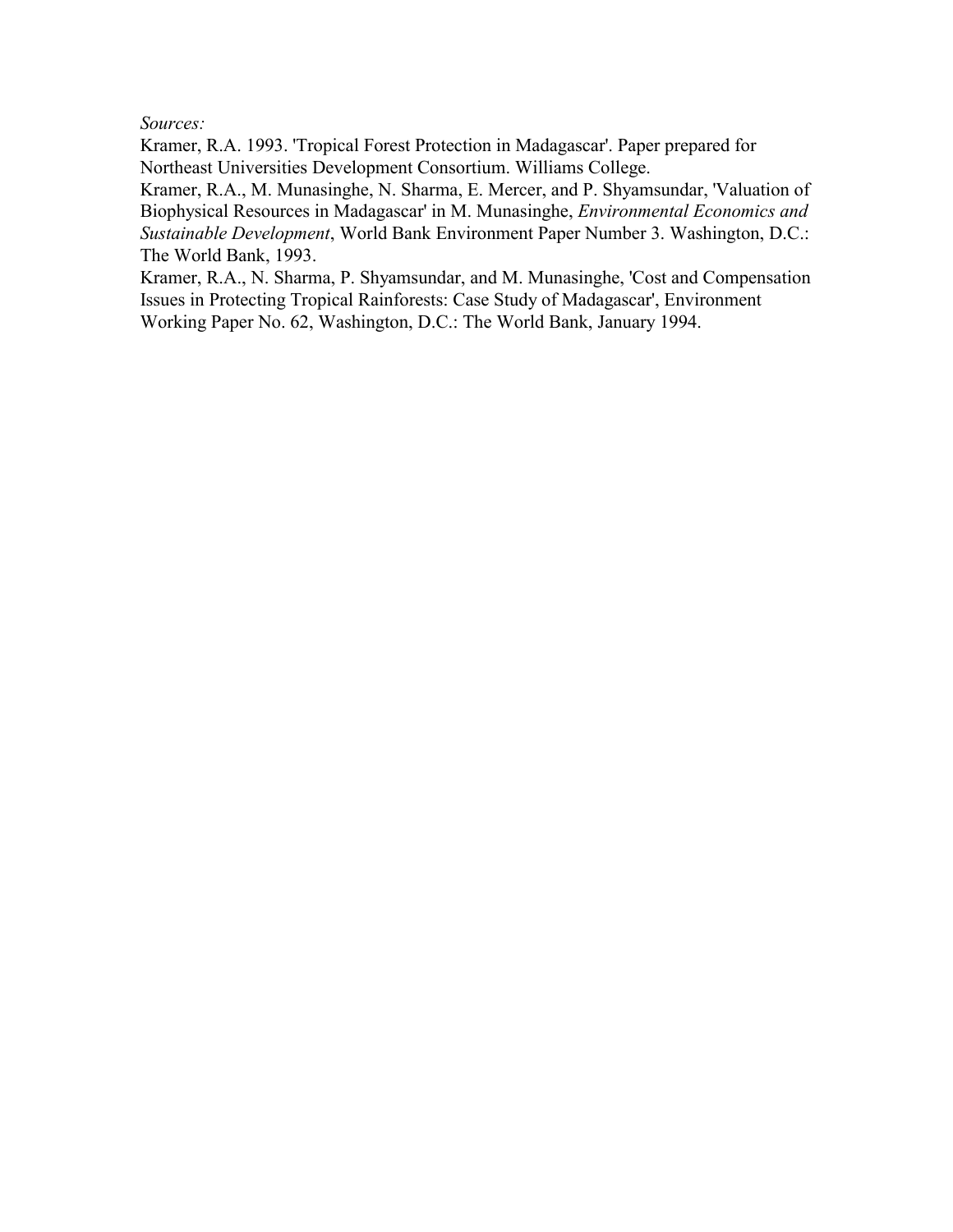*Sources:*

Kramer, R.A. 1993. 'Tropical Forest Protection in Madagascar'. Paper prepared for Northeast Universities Development Consortium. Williams College.

Kramer, R.A., M. Munasinghe, N. Sharma, E. Mercer, and P. Shyamsundar, 'Valuation of Biophysical Resources in Madagascar' in M. Munasinghe, *Environmental Economics and Sustainable Development*, World Bank Environment Paper Number 3. Washington, D.C.: The World Bank, 1993.

Kramer, R.A., N. Sharma, P. Shyamsundar, and M. Munasinghe, 'Cost and Compensation Issues in Protecting Tropical Rainforests: Case Study of Madagascar', Environment Working Paper No. 62, Washington, D.C.: The World Bank, January 1994.